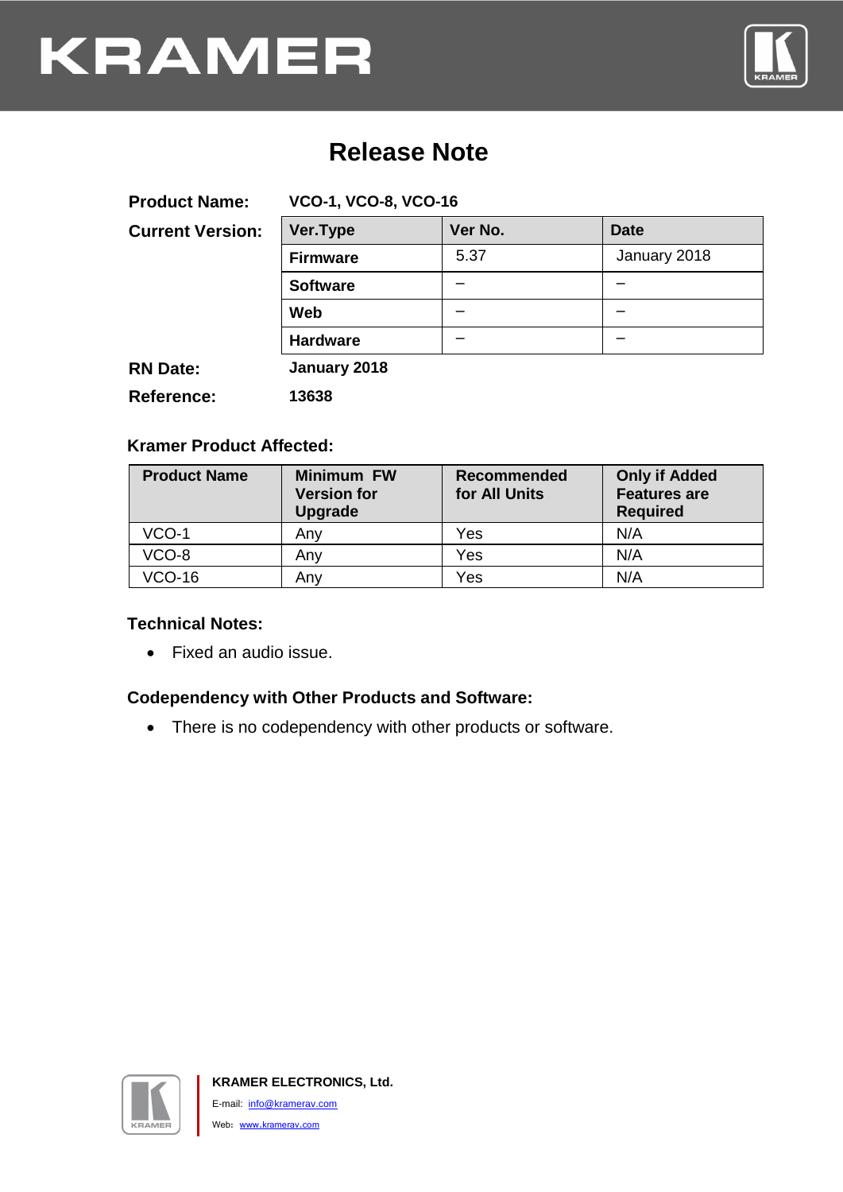KRAMER

# Release Note

**Product Name:** **VCO-1, VCO-8, VCO-16**

**Current Version:**

| Ver.Type | Ver No. | Date |
|---|---|---|
| **Firmware** | 5.37 | January 2018 |
| **Software** | – | – |
| **Web** | – | – |
| **Hardware** | – | – |

**RN Date:** **January 2018**

**Reference:** **13638**

### Kramer Product Affected:

| Product Name | Minimum FW Version for Upgrade | Recommended for All Units | Only if Added Features are Required |
|---|---|---|---|
| VCO-1 | Any | Yes | N/A |
| VCO-8 | Any | Yes | N/A |
| VCO-16 | Any | Yes | N/A |

### Technical Notes:

- Fixed an audio issue.

### Codependency with Other Products and Software:

- There is no codependency with other products or software.

**KRAMER ELECTRONICS, Ltd.**

E-mail: info@kramerav.com

Web: www.kramerav.com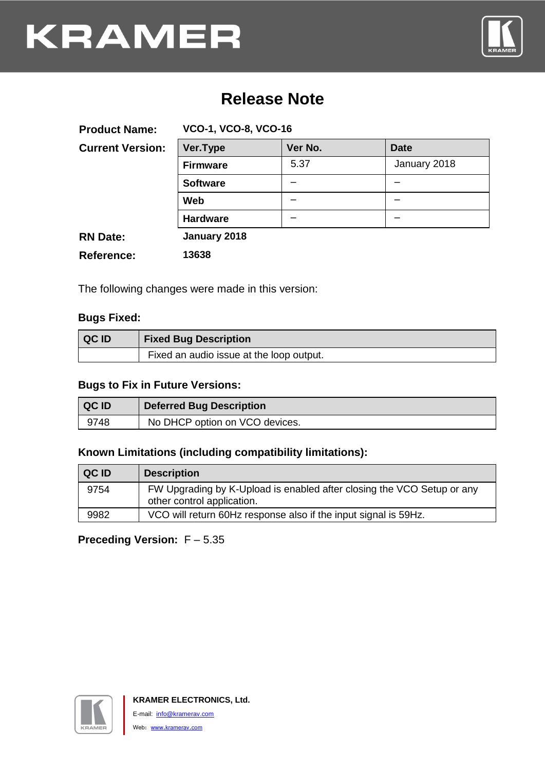# Release Note

**Product Name:** VCO-1, VCO-8, VCO-16

**Current Version:**

| Ver.Type | Ver No. | Date |
|---|---|---|
| **Firmware** | 5.37 | January 2018 |
| **Software** | – | – |
| **Web** | – | – |
| **Hardware** | – | – |

**RN Date:** January 2018

**Reference:** 13638

The following changes were made in this version:

### Bugs Fixed:

| QC ID | Fixed Bug Description |
|---|---|
| | Fixed an audio issue at the loop output. |

### Bugs to Fix in Future Versions:

| QC ID | Deferred Bug Description |
|---|---|
| 9748 | No DHCP option on VCO devices. |

### Known Limitations (including compatibility limitations):

| QC ID | Description |
|---|---|
| 9754 | FW Upgrading by K-Upload is enabled after closing the VCO Setup or any other control application. |
| 9982 | VCO will return 60Hz response also if the input signal is 59Hz. |

**Preceding Version:** F – 5.35

**KRAMER ELECTRONICS, Ltd.**

E-mail: info@kramerav.com

Web: www.kramerav.com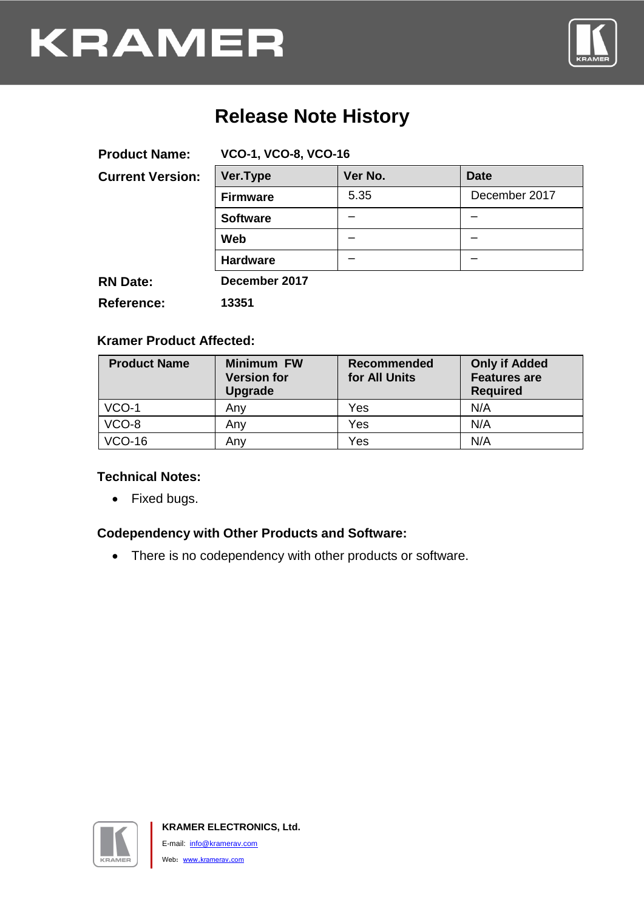# Release Note History

**Product Name:** VCO-1, VCO-8, VCO-16

**Current Version:**

| Ver.Type | Ver No. | Date |
|---|---|---|
| **Firmware** | 5.35 | December 2017 |
| **Software** | – | – |
| **Web** | – | – |
| **Hardware** | – | – |

**RN Date:** December 2017

**Reference:** 13351

### Kramer Product Affected:

| Product Name | Minimum FW Version for Upgrade | Recommended for All Units | Only if Added Features are Required |
|---|---|---|---|
| VCO-1 | Any | Yes | N/A |
| VCO-8 | Any | Yes | N/A |
| VCO-16 | Any | Yes | N/A |

### Technical Notes:

- Fixed bugs.

### Codependency with Other Products and Software:

- There is no codependency with other products or software.

**KRAMER ELECTRONICS, Ltd.**

E-mail: info@kramerav.com

Web: www.kramerav.com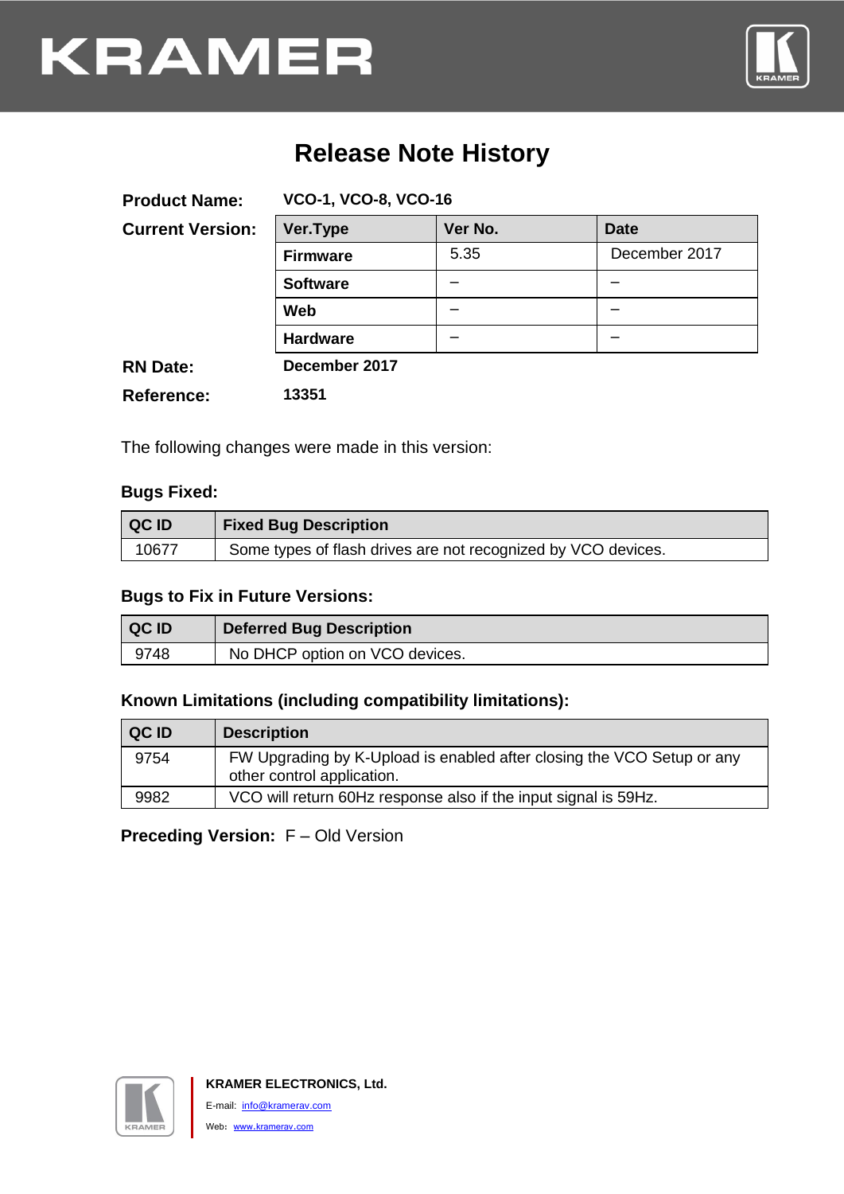# Release Note History

**Product Name:** VCO-1, VCO-8, VCO-16

**Current Version:**

| Ver.Type | Ver No. | Date |
|---|---|---|
| **Firmware** | 5.35 | December 2017 |
| **Software** | – | – |
| **Web** | – | – |
| **Hardware** | – | – |

**RN Date:** December 2017

**Reference:** 13351

The following changes were made in this version:

### Bugs Fixed:

| QC ID | Fixed Bug Description |
|---|---|
| 10677 | Some types of flash drives are not recognized by VCO devices. |

### Bugs to Fix in Future Versions:

| QC ID | Deferred Bug Description |
|---|---|
| 9748 | No DHCP option on VCO devices. |

### Known Limitations (including compatibility limitations):

| QC ID | Description |
|---|---|
| 9754 | FW Upgrading by K-Upload is enabled after closing the VCO Setup or any other control application. |
| 9982 | VCO will return 60Hz response also if the input signal is 59Hz. |

**Preceding Version:** F – Old Version

**KRAMER ELECTRONICS, Ltd.**

E-mail: info@kramerav.com

Web: www.kramerav.com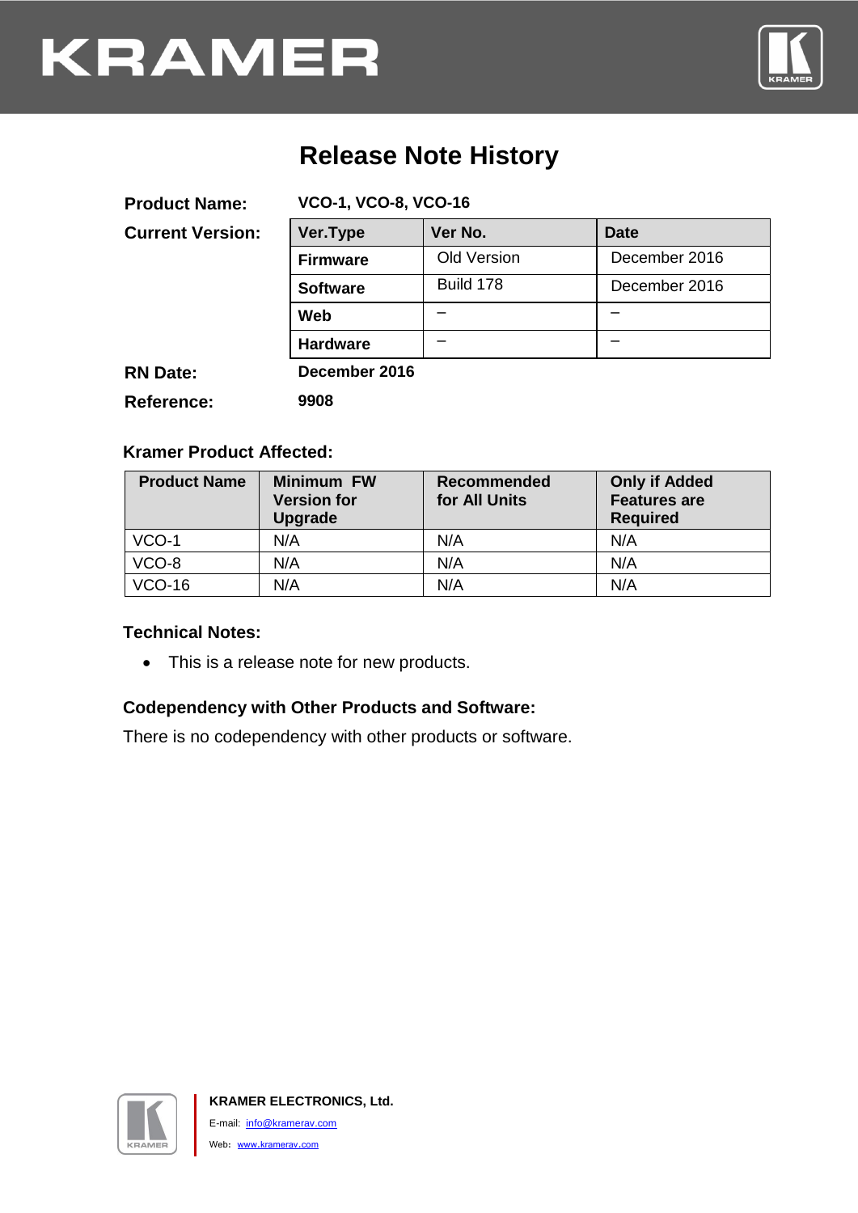# Release Note History

**Product Name:** VCO-1, VCO-8, VCO-16

**Current Version:**

| Ver.Type | Ver No. | Date |
|---|---|---|
| **Firmware** | Old Version | December 2016 |
| **Software** | Build 178 | December 2016 |
| **Web** | – | – |
| **Hardware** | – | – |

**RN Date:** December 2016

**Reference:** 9908

### Kramer Product Affected:

| Product Name | Minimum FW Version for Upgrade | Recommended for All Units | Only if Added Features are Required |
|---|---|---|---|
| VCO-1 | N/A | N/A | N/A |
| VCO-8 | N/A | N/A | N/A |
| VCO-16 | N/A | N/A | N/A |

### Technical Notes:

- This is a release note for new products.

### Codependency with Other Products and Software:

There is no codependency with other products or software.

**KRAMER ELECTRONICS, Ltd.**

E-mail: info@kramerav.com

Web: www.kramerav.com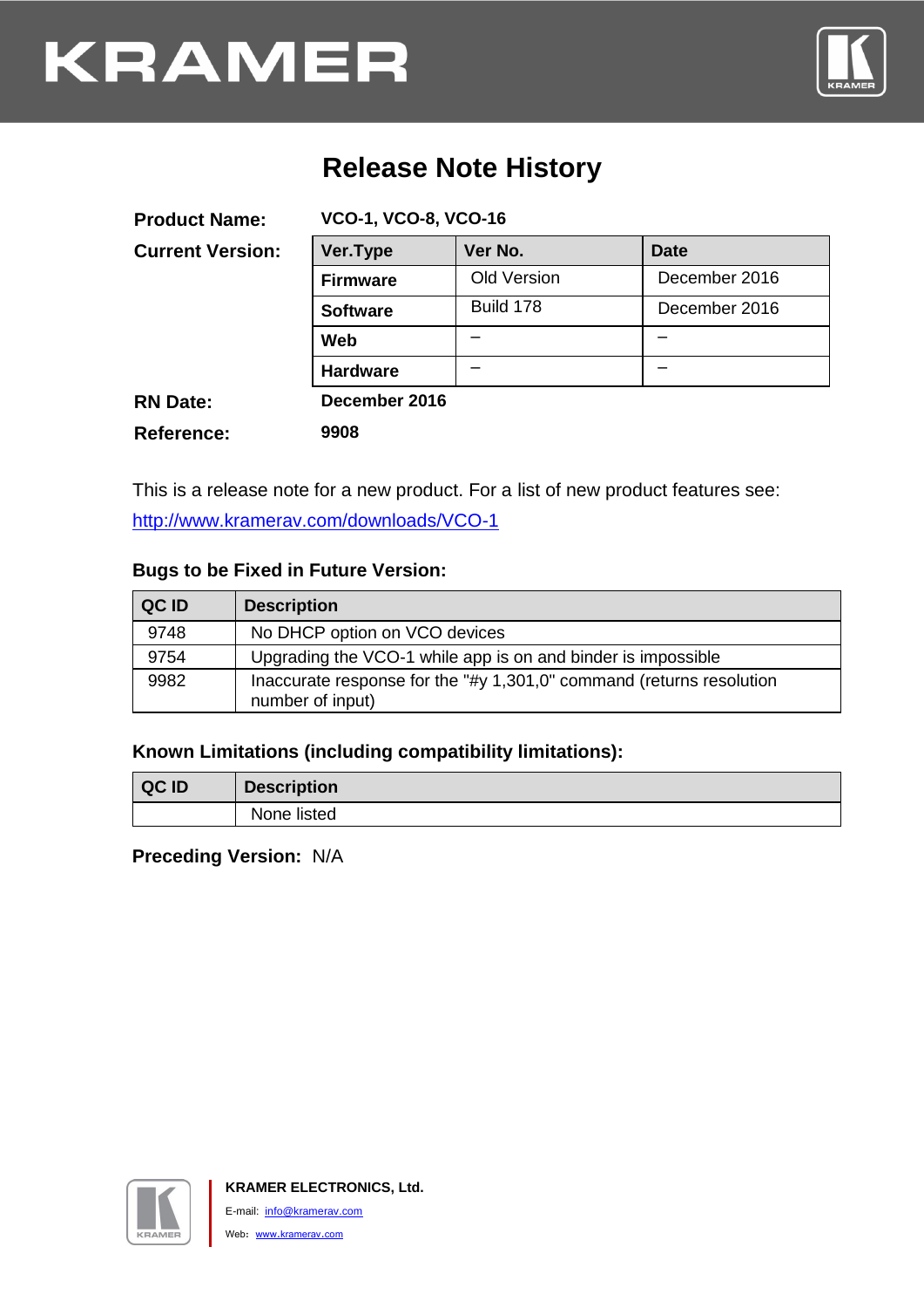# Release Note History

**Product Name:** VCO-1, VCO-8, VCO-16

**Current Version:**

| Ver.Type | Ver No. | Date |
|---|---|---|
| **Firmware** | Old Version | December 2016 |
| **Software** | Build 178 | December 2016 |
| **Web** | – | – |
| **Hardware** | – | – |

**RN Date:** December 2016

**Reference:** 9908

This is a release note for a new product. For a list of new product features see: http://www.kramerav.com/downloads/VCO-1

### Bugs to be Fixed in Future Version:

| QC ID | Description |
|---|---|
| 9748 | No DHCP option on VCO devices |
| 9754 | Upgrading the VCO-1 while app is on and binder is impossible |
| 9982 | Inaccurate response for the "#y 1,301,0" command (returns resolution number of input) |

### Known Limitations (including compatibility limitations):

| QC ID | Description |
|---|---|
| | None listed |

**Preceding Version:** N/A

**KRAMER ELECTRONICS, Ltd.**

E-mail: info@kramerav.com

Web: www.kramerav.com